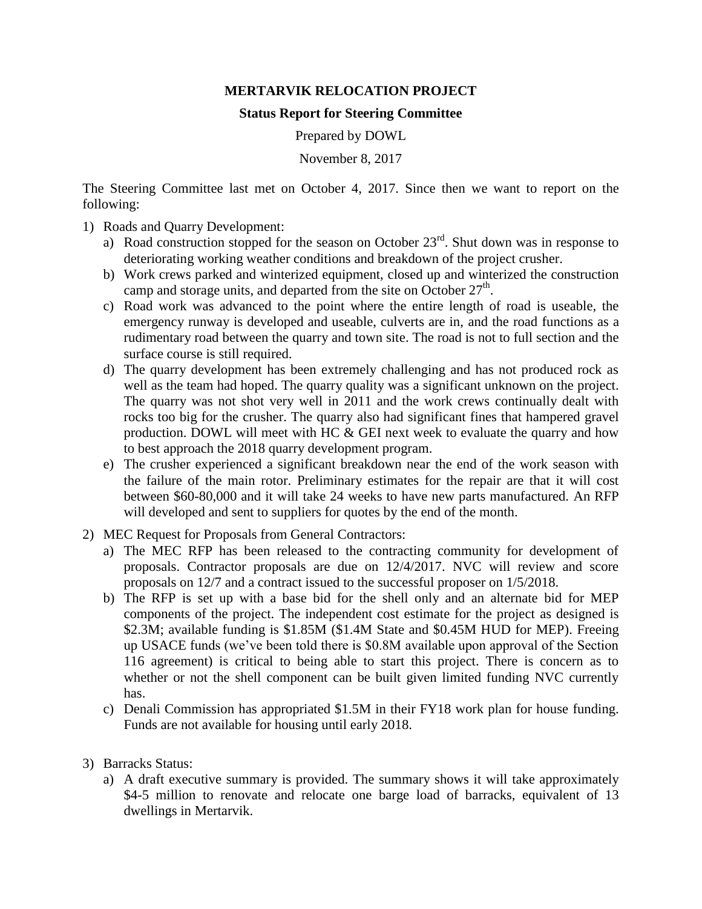**MERTARVIK RELOCATION PROJECT**

**Status Report for Steering Committee**

Prepared by DOWL

November 8, 2017

The Steering Committee last met on October 4, 2017. Since then we want to report on the following:

1) Roads and Quarry Development:
   a) Road construction stopped for the season on October 23rd. Shut down was in response to deteriorating working weather conditions and breakdown of the project crusher.
   b) Work crews parked and winterized equipment, closed up and winterized the construction camp and storage units, and departed from the site on October 27th.
   c) Road work was advanced to the point where the entire length of road is useable, the emergency runway is developed and useable, culverts are in, and the road functions as a rudimentary road between the quarry and town site. The road is not to full section and the surface course is still required.
   d) The quarry development has been extremely challenging and has not produced rock as well as the team had hoped. The quarry quality was a significant unknown on the project. The quarry was not shot very well in 2011 and the work crews continually dealt with rocks too big for the crusher. The quarry also had significant fines that hampered gravel production. DOWL will meet with HC & GEI next week to evaluate the quarry and how to best approach the 2018 quarry development program.
   e) The crusher experienced a significant breakdown near the end of the work season with the failure of the main rotor. Preliminary estimates for the repair are that it will cost between $60-80,000 and it will take 24 weeks to have new parts manufactured. An RFP will developed and sent to suppliers for quotes by the end of the month.

2) MEC Request for Proposals from General Contractors:
   a) The MEC RFP has been released to the contracting community for development of proposals. Contractor proposals are due on 12/4/2017. NVC will review and score proposals on 12/7 and a contract issued to the successful proposer on 1/5/2018.
   b) The RFP is set up with a base bid for the shell only and an alternate bid for MEP components of the project. The independent cost estimate for the project as designed is $2.3M; available funding is $1.85M ($1.4M State and $0.45M HUD for MEP). Freeing up USACE funds (we've been told there is $0.8M available upon approval of the Section 116 agreement) is critical to being able to start this project. There is concern as to whether or not the shell component can be built given limited funding NVC currently has.
   c) Denali Commission has appropriated $1.5M in their FY18 work plan for house funding. Funds are not available for housing until early 2018.

3) Barracks Status:
   a) A draft executive summary is provided. The summary shows it will take approximately $4-5 million to renovate and relocate one barge load of barracks, equivalent of 13 dwellings in Mertarvik.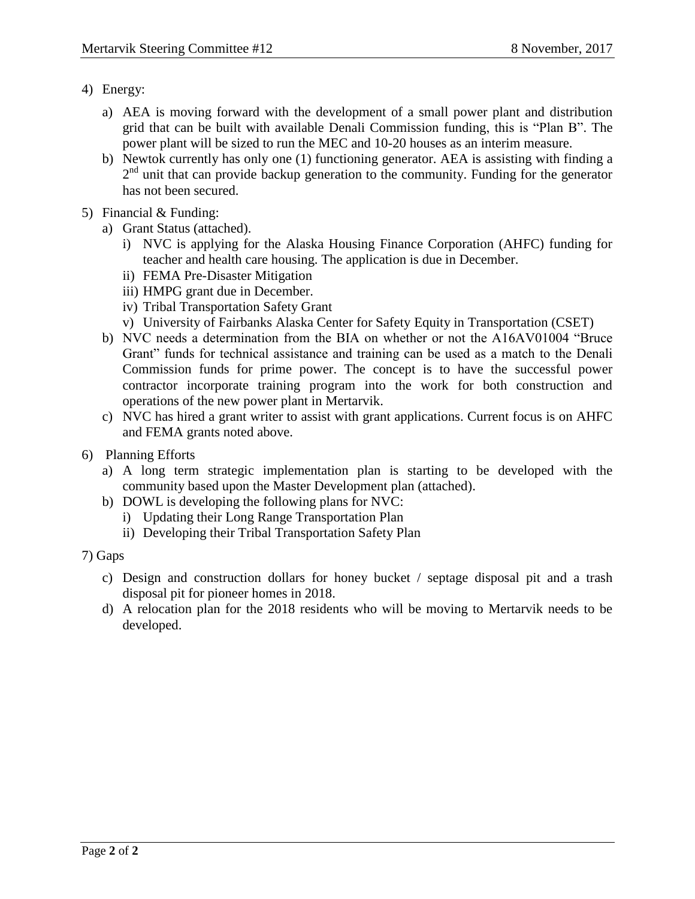4) Energy:

   a) AEA is moving forward with the development of a small power plant and distribution grid that can be built with available Denali Commission funding, this is "Plan B". The power plant will be sized to run the MEC and 10-20 houses as an interim measure.

   b) Newtok currently has only one (1) functioning generator. AEA is assisting with finding a 2nd unit that can provide backup generation to the community. Funding for the generator has not been secured.

5) Financial & Funding:

   a) Grant Status (attached).

      i) NVC is applying for the Alaska Housing Finance Corporation (AHFC) funding for teacher and health care housing. The application is due in December.

      ii) FEMA Pre-Disaster Mitigation

      iii) HMPG grant due in December.

      iv) Tribal Transportation Safety Grant

      v) University of Fairbanks Alaska Center for Safety Equity in Transportation (CSET)

   b) NVC needs a determination from the BIA on whether or not the A16AV01004 "Bruce Grant" funds for technical assistance and training can be used as a match to the Denali Commission funds for prime power. The concept is to have the successful power contractor incorporate training program into the work for both construction and operations of the new power plant in Mertarvik.

   c) NVC has hired a grant writer to assist with grant applications. Current focus is on AHFC and FEMA grants noted above.

6) Planning Efforts

   a) A long term strategic implementation plan is starting to be developed with the community based upon the Master Development plan (attached).

   b) DOWL is developing the following plans for NVC:

      i) Updating their Long Range Transportation Plan

      ii) Developing their Tribal Transportation Safety Plan

7) Gaps

   c) Design and construction dollars for honey bucket / septage disposal pit and a trash disposal pit for pioneer homes in 2018.

   d) A relocation plan for the 2018 residents who will be moving to Mertarvik needs to be developed.